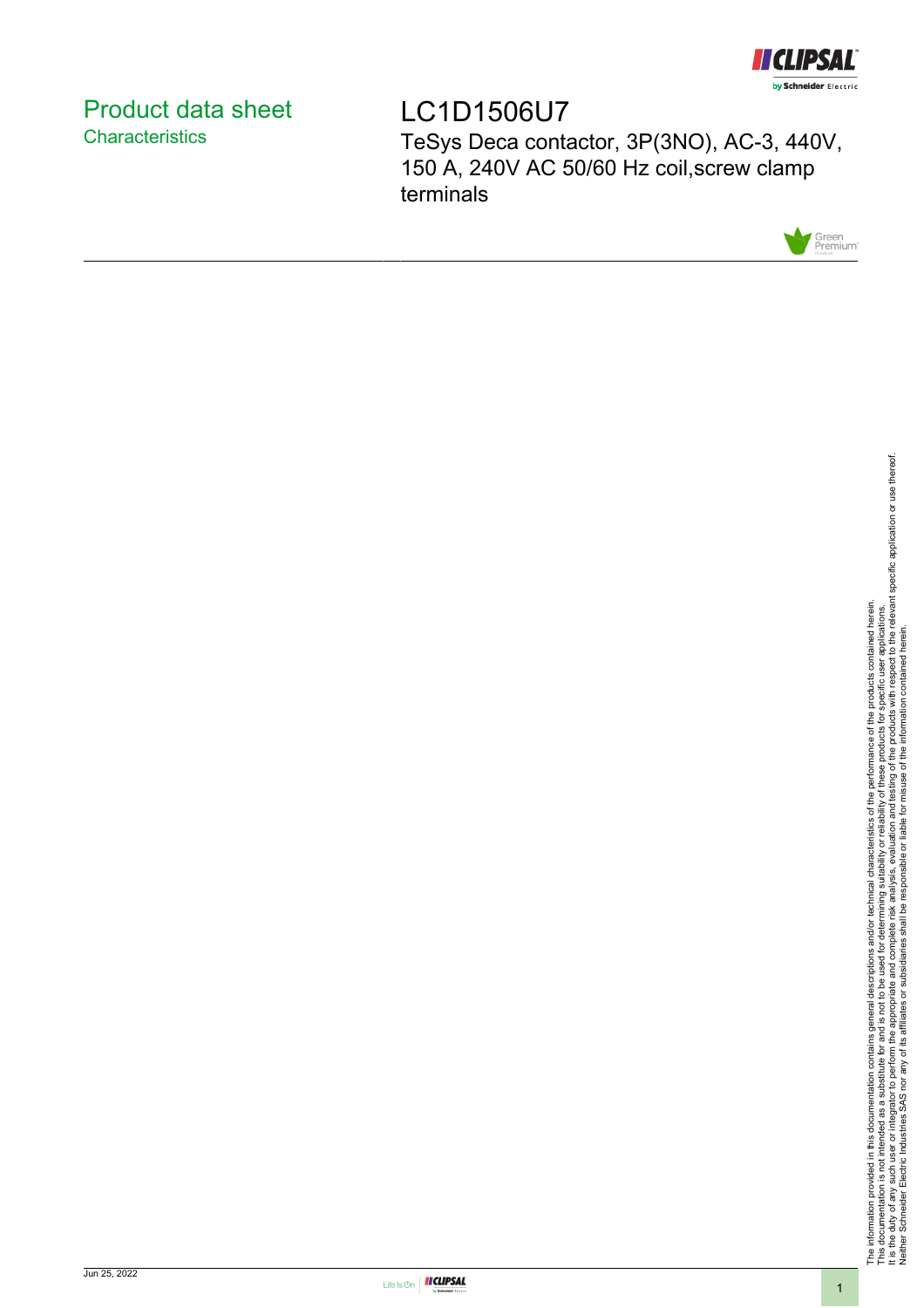# Product data sheet
## Characteristics

# LC1D1506U7

TeSys Deca contactor, 3P(3NO), AC-3, 440V, 150 A, 240V AC 50/60 Hz coil,screw clamp terminals

The information provided in this documentation contains general descriptions and/or technical characteristics of the performance of the products contained herein.
This documentation is not intended as a substitute for and is not to be used for determining suitability or reliability of these products for specific user applications.
It is the duty of any such user or integrator to perform the appropriate and complete risk analysis, evaluation and testing of the products with respect to the relevant specific application or use thereof.
Neither Schneider Electric Industries SAS nor any of its affiliates or subsidiaries shall be responsible or liable for misuse of the information contained herein.

Jun 25, 2022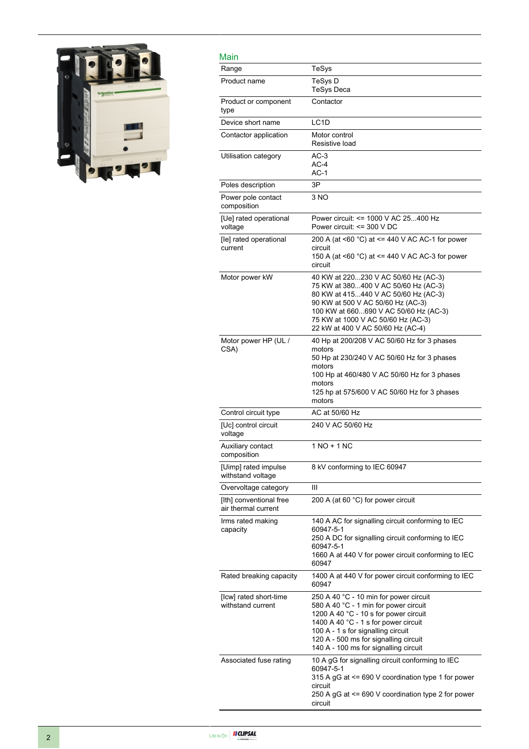## Main

| | |
|---|---|
| Range | TeSys |
| Product name | TeSys D<br>TeSys Deca |
| Product or component type | Contactor |
| Device short name | LC1D |
| Contactor application | Motor control<br>Resistive load |
| Utilisation category | AC-3<br>AC-4<br>AC-1 |
| Poles description | 3P |
| Power pole contact composition | 3 NO |
| [Ue] rated operational voltage | Power circuit: <= 1000 V AC 25...400 Hz<br>Power circuit: <= 300 V DC |
| [Ie] rated operational current | 200 A (at <60 °C) at <= 440 V AC AC-1 for power circuit<br>150 A (at <60 °C) at <= 440 V AC AC-3 for power circuit |
| Motor power kW | 40 KW at 220...230 V AC 50/60 Hz (AC-3)<br>75 KW at 380...400 V AC 50/60 Hz (AC-3)<br>80 KW at 415...440 V AC 50/60 Hz (AC-3)<br>90 KW at 500 V AC 50/60 Hz (AC-3)<br>100 KW at 660...690 V AC 50/60 Hz (AC-3)<br>75 KW at 1000 V AC 50/60 Hz (AC-3)<br>22 kW at 400 V AC 50/60 Hz (AC-4) |
| Motor power HP (UL / CSA) | 40 Hp at 200/208 V AC 50/60 Hz for 3 phases motors<br>50 Hp at 230/240 V AC 50/60 Hz for 3 phases motors<br>100 Hp at 460/480 V AC 50/60 Hz for 3 phases motors<br>125 hp at 575/600 V AC 50/60 Hz for 3 phases motors |
| Control circuit type | AC at 50/60 Hz |
| [Uc] control circuit voltage | 240 V AC 50/60 Hz |
| Auxiliary contact composition | 1 NO + 1 NC |
| [Uimp] rated impulse withstand voltage | 8 kV conforming to IEC 60947 |
| Overvoltage category | III |
| [Ith] conventional free air thermal current | 200 A (at 60 °C) for power circuit |
| Irms rated making capacity | 140 A AC for signalling circuit conforming to IEC 60947-5-1<br>250 A DC for signalling circuit conforming to IEC 60947-5-1<br>1660 A at 440 V for power circuit conforming to IEC 60947 |
| Rated breaking capacity | 1400 A at 440 V for power circuit conforming to IEC 60947 |
| [Icw] rated short-time withstand current | 250 A 40 °C - 10 min for power circuit<br>580 A 40 °C - 1 min for power circuit<br>1200 A 40 °C - 10 s for power circuit<br>1400 A 40 °C - 1 s for power circuit<br>100 A - 1 s for signalling circuit<br>120 A - 500 ms for signalling circuit<br>140 A - 100 ms for signalling circuit |
| Associated fuse rating | 10 A gG for signalling circuit conforming to IEC 60947-5-1<br>315 A gG at <= 690 V coordination type 1 for power circuit<br>250 A gG at <= 690 V coordination type 2 for power circuit |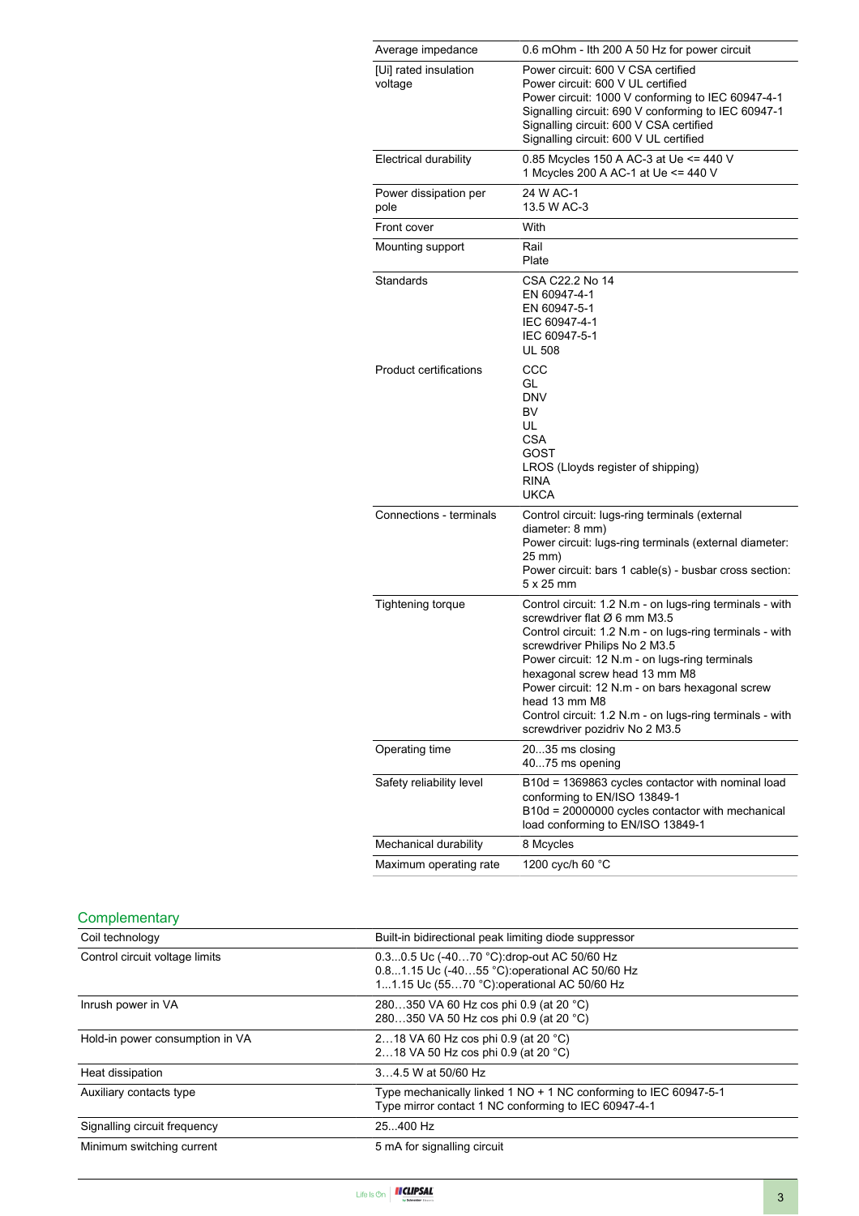| | |
|---|---|
| Average impedance | 0.6 mOhm - Ith 200 A 50 Hz for power circuit |
| [Ui] rated insulation voltage | Power circuit: 600 V CSA certified<br>Power circuit: 600 V UL certified<br>Power circuit: 1000 V conforming to IEC 60947-4-1<br>Signalling circuit: 690 V conforming to IEC 60947-1<br>Signalling circuit: 600 V CSA certified<br>Signalling circuit: 600 V UL certified |
| Electrical durability | 0.85 Mcycles 150 A AC-3 at Ue <= 440 V<br>1 Mcycles 200 A AC-1 at Ue <= 440 V |
| Power dissipation per pole | 24 W AC-1<br>13.5 W AC-3 |
| Front cover | With |
| Mounting support | Rail<br>Plate |
| Standards | CSA C22.2 No 14<br>EN 60947-4-1<br>EN 60947-5-1<br>IEC 60947-4-1<br>IEC 60947-5-1<br>UL 508 |
| Product certifications | CCC<br>GL<br>DNV<br>BV<br>UL<br>CSA<br>GOST<br>LROS (Lloyds register of shipping)<br>RINA<br>UKCA |
| Connections - terminals | Control circuit: lugs-ring terminals (external diameter: 8 mm)<br>Power circuit: lugs-ring terminals (external diameter: 25 mm)<br>Power circuit: bars 1 cable(s) - busbar cross section: 5 x 25 mm |
| Tightening torque | Control circuit: 1.2 N.m - on lugs-ring terminals - with screwdriver flat Ø 6 mm M3.5<br>Control circuit: 1.2 N.m - on lugs-ring terminals - with screwdriver Philips No 2 M3.5<br>Power circuit: 12 N.m - on lugs-ring terminals hexagonal screw head 13 mm M8<br>Power circuit: 12 N.m - on bars hexagonal screw head 13 mm M8<br>Control circuit: 1.2 N.m - on lugs-ring terminals - with screwdriver pozidriv No 2 M3.5 |
| Operating time | 20...35 ms closing<br>40...75 ms opening |
| Safety reliability level | B10d = 1369863 cycles contactor with nominal load conforming to EN/ISO 13849-1<br>B10d = 20000000 cycles contactor with mechanical load conforming to EN/ISO 13849-1 |
| Mechanical durability | 8 Mcycles |
| Maximum operating rate | 1200 cyc/h 60 °C |

## Complementary

| | |
|---|---|
| Coil technology | Built-in bidirectional peak limiting diode suppressor |
| Control circuit voltage limits | 0.3...0.5 Uc (-40…70 °C):drop-out AC 50/60 Hz<br>0.8...1.15 Uc (-40…55 °C):operational AC 50/60 Hz<br>1...1.15 Uc (55…70 °C):operational AC 50/60 Hz |
| Inrush power in VA | 280…350 VA 60 Hz cos phi 0.9 (at 20 °C)<br>280…350 VA 50 Hz cos phi 0.9 (at 20 °C) |
| Hold-in power consumption in VA | 2…18 VA 60 Hz cos phi 0.9 (at 20 °C)<br>2…18 VA 50 Hz cos phi 0.9 (at 20 °C) |
| Heat dissipation | 3…4.5 W at 50/60 Hz |
| Auxiliary contacts type | Type mechanically linked 1 NO + 1 NC conforming to IEC 60947-5-1<br>Type mirror contact 1 NC conforming to IEC 60947-4-1 |
| Signalling circuit frequency | 25...400 Hz |
| Minimum switching current | 5 mA for signalling circuit |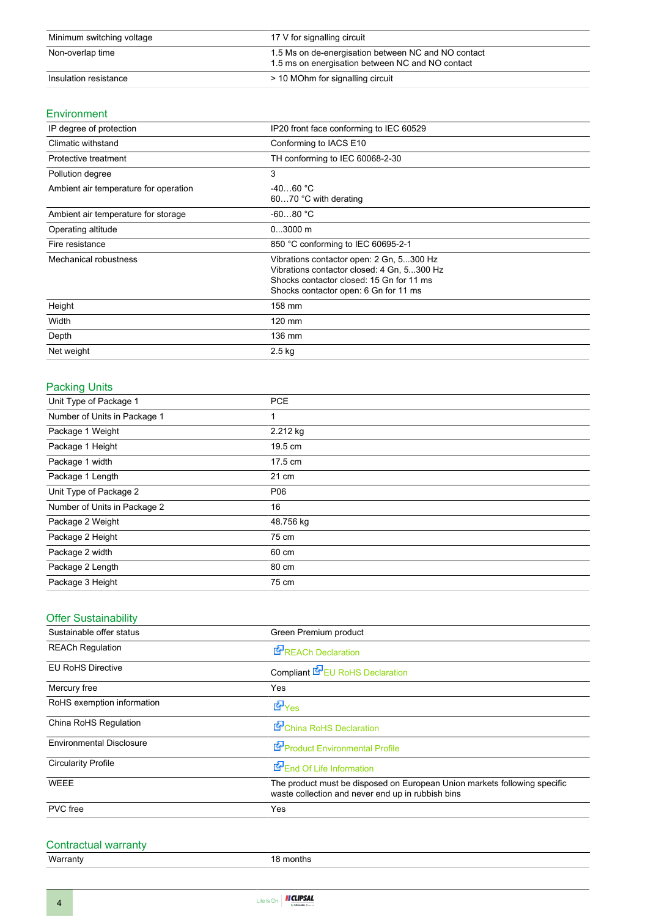| | |
|---|---|
| Minimum switching voltage | 17 V for signalling circuit |
| Non-overlap time | 1.5 Ms on de-energisation between NC and NO contact<br>1.5 ms on energisation between NC and NO contact |
| Insulation resistance | > 10 MOhm for signalling circuit |

## Environment

| | |
|---|---|
| IP degree of protection | IP20 front face conforming to IEC 60529 |
| Climatic withstand | Conforming to IACS E10 |
| Protective treatment | TH conforming to IEC 60068-2-30 |
| Pollution degree | 3 |
| Ambient air temperature for operation | -40…60 °C<br>60…70 °C with derating |
| Ambient air temperature for storage | -60…80 °C |
| Operating altitude | 0...3000 m |
| Fire resistance | 850 °C conforming to IEC 60695-2-1 |
| Mechanical robustness | Vibrations contactor open: 2 Gn, 5...300 Hz<br>Vibrations contactor closed: 4 Gn, 5...300 Hz<br>Shocks contactor closed: 15 Gn for 11 ms<br>Shocks contactor open: 6 Gn for 11 ms |
| Height | 158 mm |
| Width | 120 mm |
| Depth | 136 mm |
| Net weight | 2.5 kg |

## Packing Units

| | |
|---|---|
| Unit Type of Package 1 | PCE |
| Number of Units in Package 1 | 1 |
| Package 1 Weight | 2.212 kg |
| Package 1 Height | 19.5 cm |
| Package 1 width | 17.5 cm |
| Package 1 Length | 21 cm |
| Unit Type of Package 2 | P06 |
| Number of Units in Package 2 | 16 |
| Package 2 Weight | 48.756 kg |
| Package 2 Height | 75 cm |
| Package 2 width | 60 cm |
| Package 2 Length | 80 cm |
| Package 3 Height | 75 cm |

## Offer Sustainability

| | |
|---|---|
| Sustainable offer status | Green Premium product |
| REACh Regulation | REACh Declaration |
| EU RoHS Directive | Compliant EU RoHS Declaration |
| Mercury free | Yes |
| RoHS exemption information | Yes |
| China RoHS Regulation | China RoHS Declaration |
| Environmental Disclosure | Product Environmental Profile |
| Circularity Profile | End Of Life Information |
| WEEE | The product must be disposed on European Union markets following specific waste collection and never end up in rubbish bins |
| PVC free | Yes |

## Contractual warranty

| | |
|---|---|
| Warranty | 18 months |